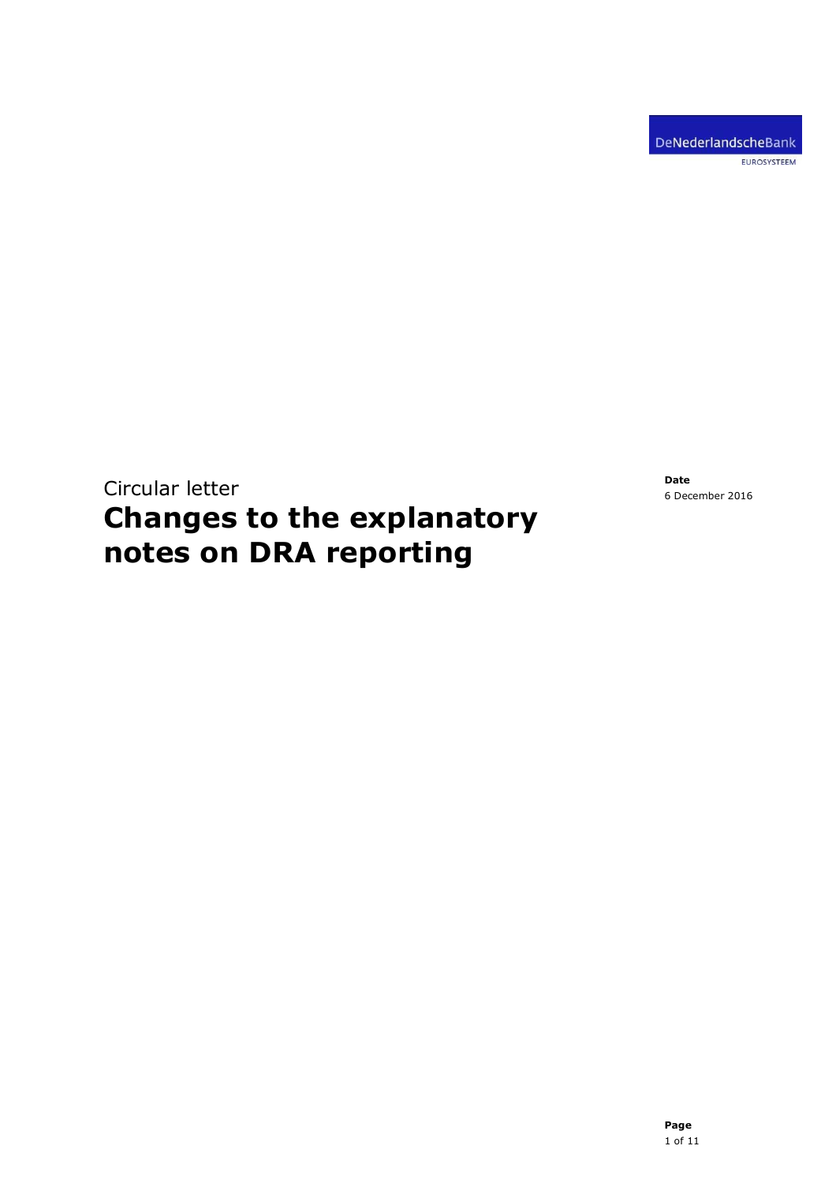Circular letter

# Changes to the explanatory notes on DRA reporting

**Date**
6 December 2016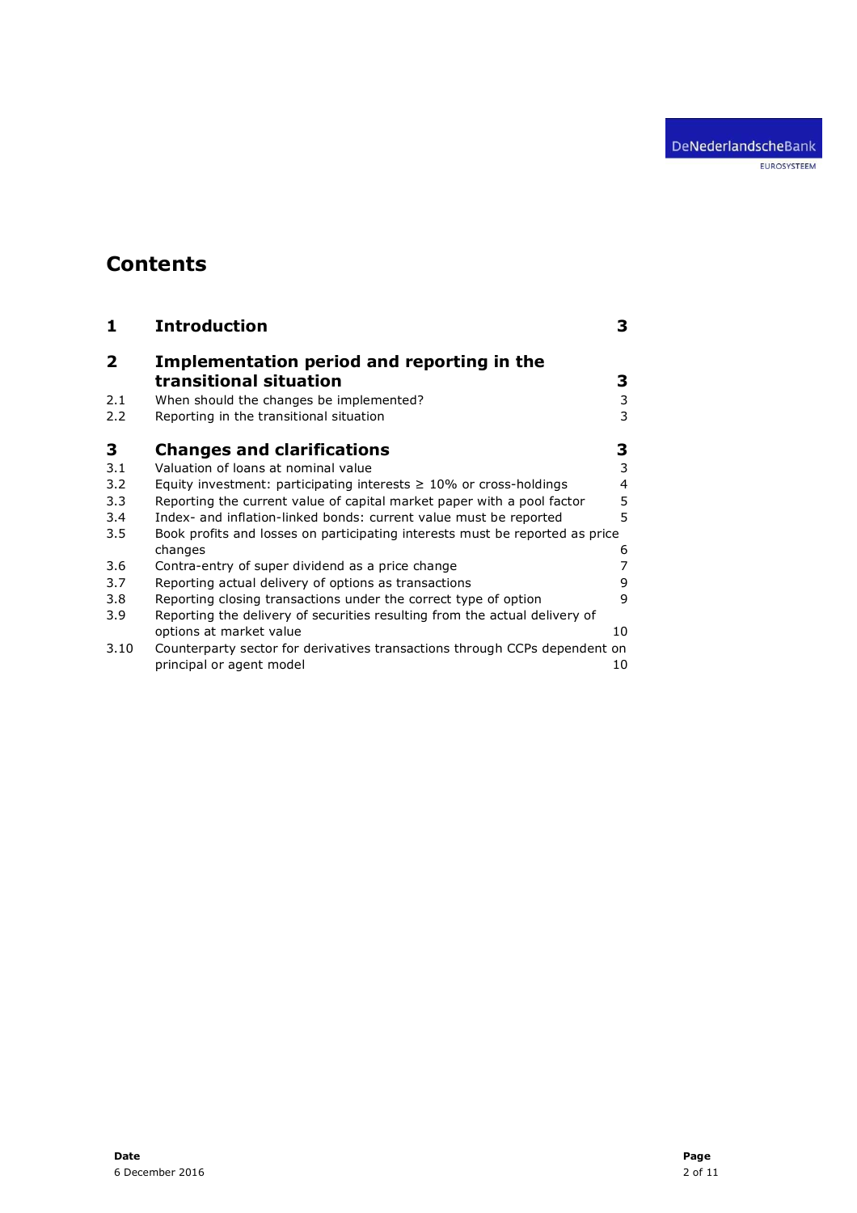# Contents

| | | |
|---|---|---|
| **1** | **Introduction** | **3** |
| **2** | **Implementation period and reporting in the transitional situation** | **3** |
| 2.1 | When should the changes be implemented? | 3 |
| 2.2 | Reporting in the transitional situation | 3 |
| **3** | **Changes and clarifications** | **3** |
| 3.1 | Valuation of loans at nominal value | 3 |
| 3.2 | Equity investment: participating interests ≥ 10% or cross-holdings | 4 |
| 3.3 | Reporting the current value of capital market paper with a pool factor | 5 |
| 3.4 | Index- and inflation-linked bonds: current value must be reported | 5 |
| 3.5 | Book profits and losses on participating interests must be reported as price changes | 6 |
| 3.6 | Contra-entry of super dividend as a price change | 7 |
| 3.7 | Reporting actual delivery of options as transactions | 9 |
| 3.8 | Reporting closing transactions under the correct type of option | 9 |
| 3.9 | Reporting the delivery of securities resulting from the actual delivery of options at market value | 10 |
| 3.10 | Counterparty sector for derivatives transactions through CCPs dependent on principal or agent model | 10 |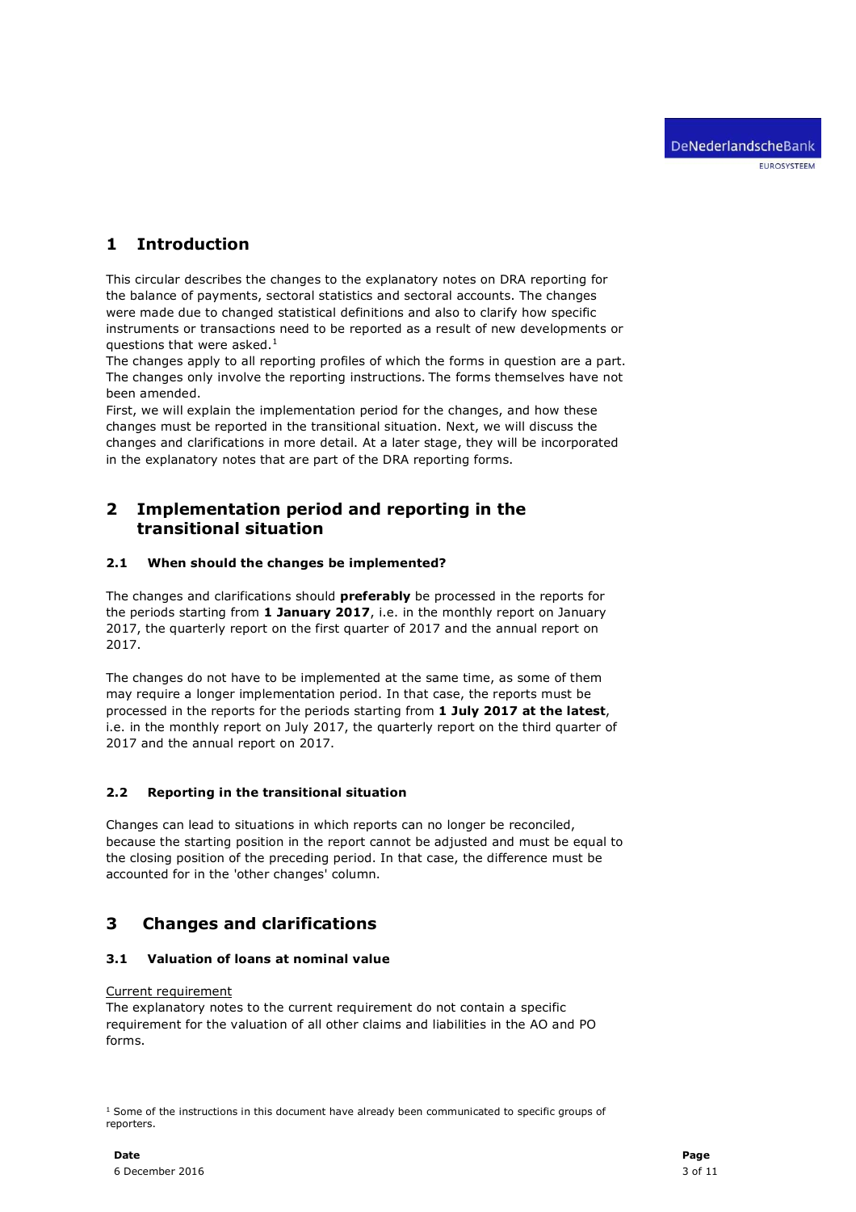# 1 Introduction

This circular describes the changes to the explanatory notes on DRA reporting for the balance of payments, sectoral statistics and sectoral accounts. The changes were made due to changed statistical definitions and also to clarify how specific instruments or transactions need to be reported as a result of new developments or questions that were asked.[1]

The changes apply to all reporting profiles of which the forms in question are a part. The changes only involve the reporting instructions. The forms themselves have not been amended.

First, we will explain the implementation period for the changes, and how these changes must be reported in the transitional situation. Next, we will discuss the changes and clarifications in more detail. At a later stage, they will be incorporated in the explanatory notes that are part of the DRA reporting forms.

# 2 Implementation period and reporting in the transitional situation

## 2.1 When should the changes be implemented?

The changes and clarifications should **preferably** be processed in the reports for the periods starting from **1 January 2017**, i.e. in the monthly report on January 2017, the quarterly report on the first quarter of 2017 and the annual report on 2017.

The changes do not have to be implemented at the same time, as some of them may require a longer implementation period. In that case, the reports must be processed in the reports for the periods starting from **1 July 2017 at the latest**, i.e. in the monthly report on July 2017, the quarterly report on the third quarter of 2017 and the annual report on 2017.

## 2.2 Reporting in the transitional situation

Changes can lead to situations in which reports can no longer be reconciled, because the starting position in the report cannot be adjusted and must be equal to the closing position of the preceding period. In that case, the difference must be accounted for in the 'other changes' column.

# 3 Changes and clarifications

## 3.1 Valuation of loans at nominal value

Current requirement

The explanatory notes to the current requirement do not contain a specific requirement for the valuation of all other claims and liabilities in the AO and PO forms.

[1] Some of the instructions in this document have already been communicated to specific groups of reporters.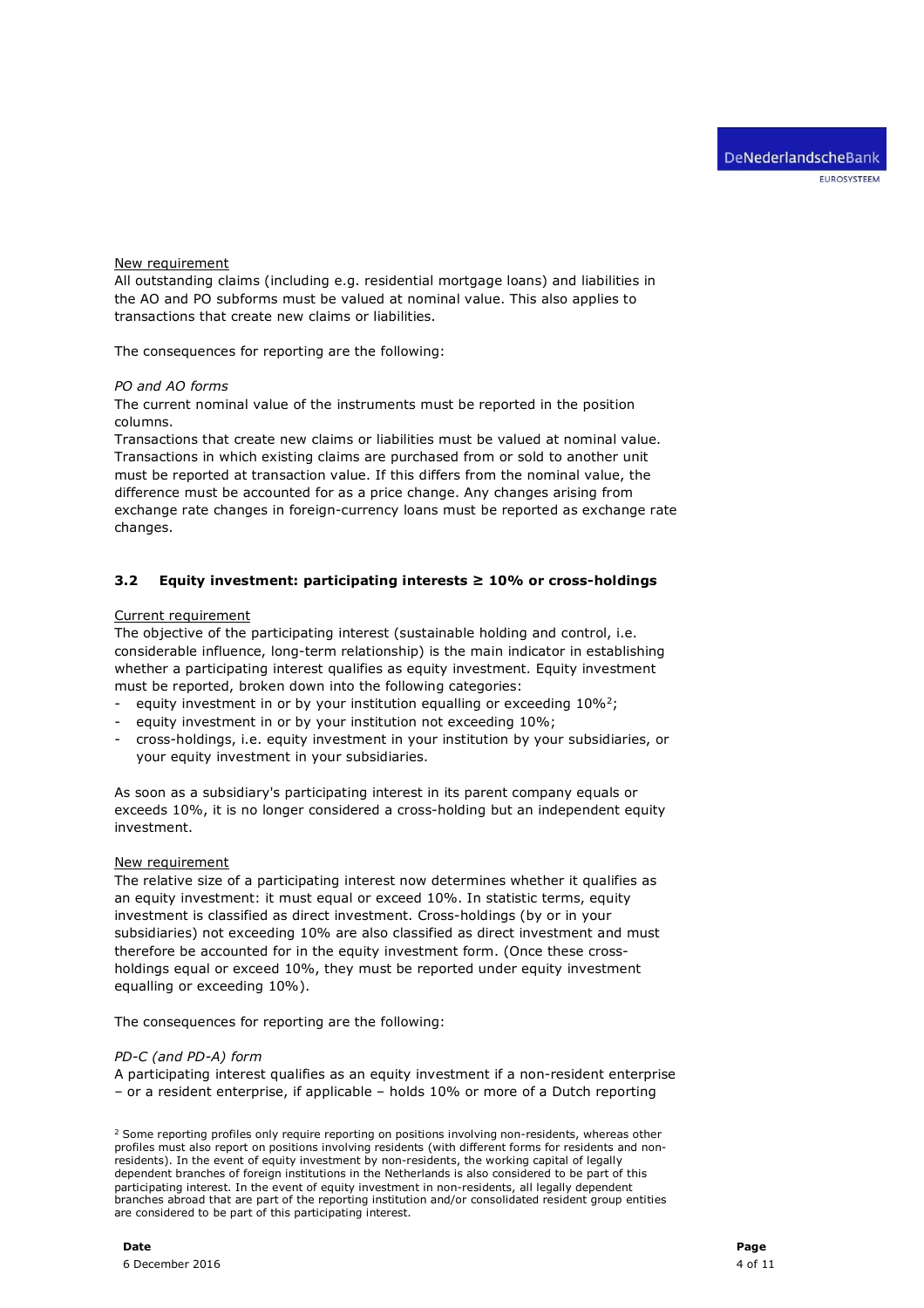New requirement

All outstanding claims (including e.g. residential mortgage loans) and liabilities in the AO and PO subforms must be valued at nominal value. This also applies to transactions that create new claims or liabilities.

The consequences for reporting are the following:

*PO and AO forms*

The current nominal value of the instruments must be reported in the position columns.

Transactions that create new claims or liabilities must be valued at nominal value. Transactions in which existing claims are purchased from or sold to another unit must be reported at transaction value. If this differs from the nominal value, the difference must be accounted for as a price change. Any changes arising from exchange rate changes in foreign-currency loans must be reported as exchange rate changes.

### 3.2 Equity investment: participating interests ≥ 10% or cross-holdings

Current requirement

The objective of the participating interest (sustainable holding and control, i.e. considerable influence, long-term relationship) is the main indicator in establishing whether a participating interest qualifies as equity investment. Equity investment must be reported, broken down into the following categories:

- equity investment in or by your institution equalling or exceeding 10%[2];
- equity investment in or by your institution not exceeding 10%;
- cross-holdings, i.e. equity investment in your institution by your subsidiaries, or your equity investment in your subsidiaries.

As soon as a subsidiary's participating interest in its parent company equals or exceeds 10%, it is no longer considered a cross-holding but an independent equity investment.

New requirement

The relative size of a participating interest now determines whether it qualifies as an equity investment: it must equal or exceed 10%. In statistic terms, equity investment is classified as direct investment. Cross-holdings (by or in your subsidiaries) not exceeding 10% are also classified as direct investment and must therefore be accounted for in the equity investment form. (Once these cross-holdings equal or exceed 10%, they must be reported under equity investment equalling or exceeding 10%).

The consequences for reporting are the following:

*PD-C (and PD-A) form*

A participating interest qualifies as an equity investment if a non-resident enterprise – or a resident enterprise, if applicable – holds 10% or more of a Dutch reporting

[2] Some reporting profiles only require reporting on positions involving non-residents, whereas other profiles must also report on positions involving residents (with different forms for residents and non-residents). In the event of equity investment by non-residents, the working capital of legally dependent branches of foreign institutions in the Netherlands is also considered to be part of this participating interest. In the event of equity investment in non-residents, all legally dependent branches abroad that are part of the reporting institution and/or consolidated resident group entities are considered to be part of this participating interest.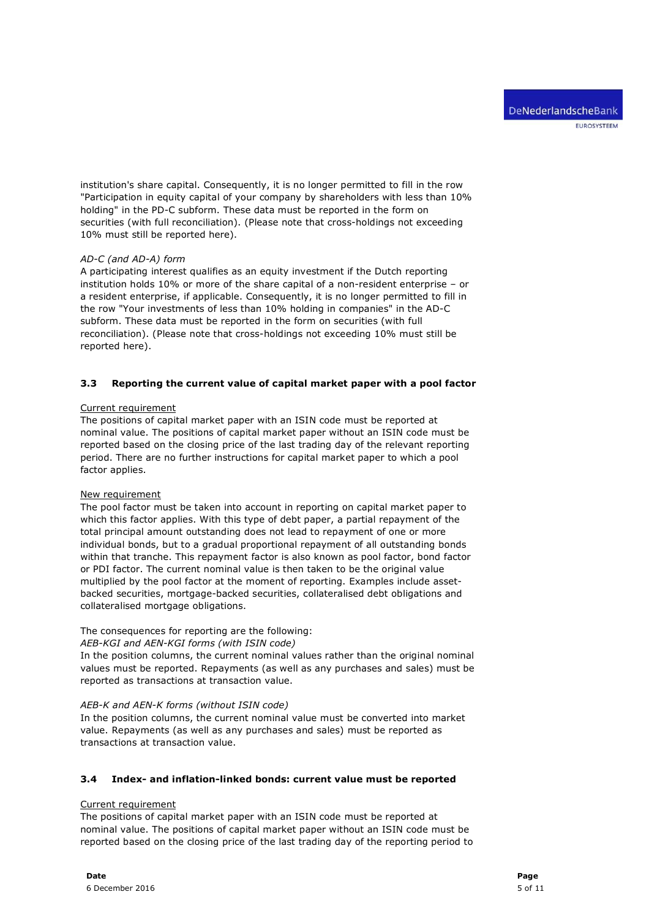institution's share capital. Consequently, it is no longer permitted to fill in the row "Participation in equity capital of your company by shareholders with less than 10% holding" in the PD-C subform. These data must be reported in the form on securities (with full reconciliation). (Please note that cross-holdings not exceeding 10% must still be reported here).

*AD-C (and AD-A) form*
A participating interest qualifies as an equity investment if the Dutch reporting institution holds 10% or more of the share capital of a non-resident enterprise – or a resident enterprise, if applicable. Consequently, it is no longer permitted to fill in the row "Your investments of less than 10% holding in companies" in the AD-C subform. These data must be reported in the form on securities (with full reconciliation). (Please note that cross-holdings not exceeding 10% must still be reported here).

### 3.3 Reporting the current value of capital market paper with a pool factor

Current requirement
The positions of capital market paper with an ISIN code must be reported at nominal value. The positions of capital market paper without an ISIN code must be reported based on the closing price of the last trading day of the relevant reporting period. There are no further instructions for capital market paper to which a pool factor applies.

New requirement
The pool factor must be taken into account in reporting on capital market paper to which this factor applies. With this type of debt paper, a partial repayment of the total principal amount outstanding does not lead to repayment of one or more individual bonds, but to a gradual proportional repayment of all outstanding bonds within that tranche. This repayment factor is also known as pool factor, bond factor or PDI factor. The current nominal value is then taken to be the original value multiplied by the pool factor at the moment of reporting. Examples include asset-backed securities, mortgage-backed securities, collateralised debt obligations and collateralised mortgage obligations.

The consequences for reporting are the following:
*AEB-KGI and AEN-KGI forms (with ISIN code)*
In the position columns, the current nominal values rather than the original nominal values must be reported. Repayments (as well as any purchases and sales) must be reported as transactions at transaction value.

*AEB-K and AEN-K forms (without ISIN code)*
In the position columns, the current nominal value must be converted into market value. Repayments (as well as any purchases and sales) must be reported as transactions at transaction value.

### 3.4 Index- and inflation-linked bonds: current value must be reported

Current requirement
The positions of capital market paper with an ISIN code must be reported at nominal value. The positions of capital market paper without an ISIN code must be reported based on the closing price of the last trading day of the reporting period to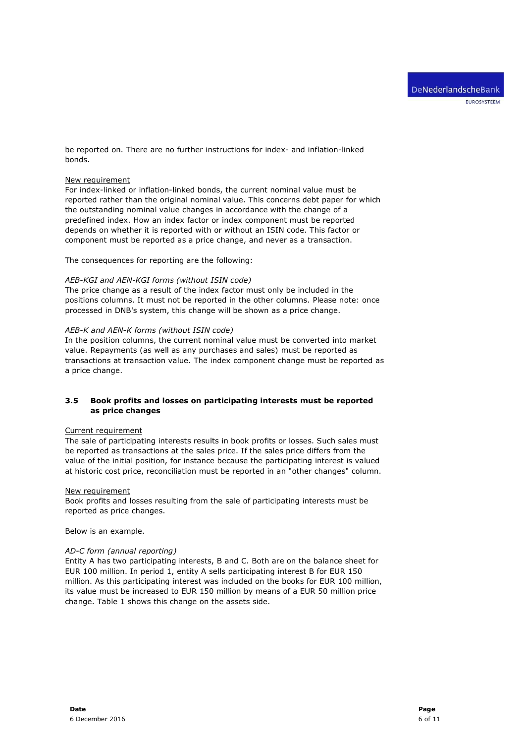be reported on. There are no further instructions for index- and inflation-linked bonds.

New requirement
For index-linked or inflation-linked bonds, the current nominal value must be reported rather than the original nominal value. This concerns debt paper for which the outstanding nominal value changes in accordance with the change of a predefined index. How an index factor or index component must be reported depends on whether it is reported with or without an ISIN code. This factor or component must be reported as a price change, and never as a transaction.

The consequences for reporting are the following:

*AEB-KGI and AEN-KGI forms (without ISIN code)*
The price change as a result of the index factor must only be included in the positions columns. It must not be reported in the other columns. Please note: once processed in DNB's system, this change will be shown as a price change.

*AEB-K and AEN-K forms (without ISIN code)*
In the position columns, the current nominal value must be converted into market value. Repayments (as well as any purchases and sales) must be reported as transactions at transaction value. The index component change must be reported as a price change.

### 3.5 Book profits and losses on participating interests must be reported as price changes

Current requirement
The sale of participating interests results in book profits or losses. Such sales must be reported as transactions at the sales price. If the sales price differs from the value of the initial position, for instance because the participating interest is valued at historic cost price, reconciliation must be reported in an "other changes" column.

New requirement
Book profits and losses resulting from the sale of participating interests must be reported as price changes.

Below is an example.

*AD-C form (annual reporting)*
Entity A has two participating interests, B and C. Both are on the balance sheet for EUR 100 million. In period 1, entity A sells participating interest B for EUR 150 million. As this participating interest was included on the books for EUR 100 million, its value must be increased to EUR 150 million by means of a EUR 50 million price change. Table 1 shows this change on the assets side.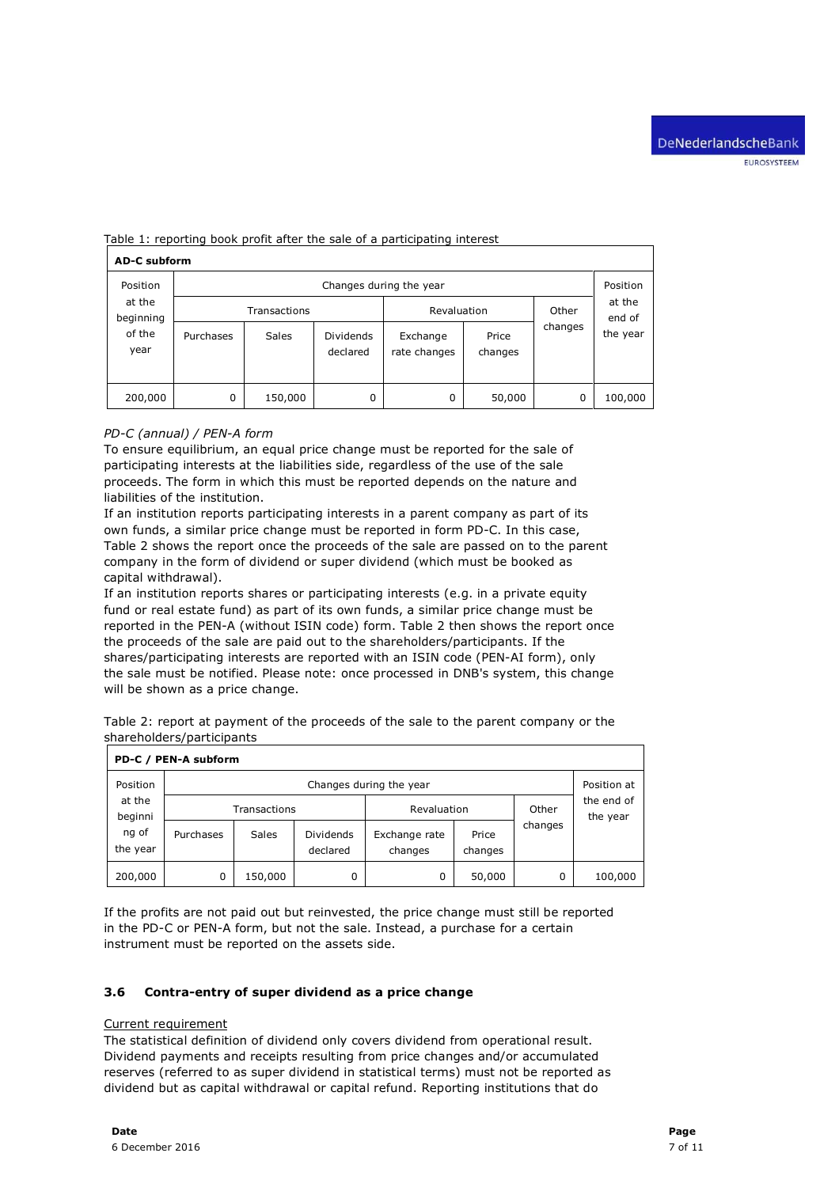Table 1: reporting book profit after the sale of a participating interest

| AD-C subform | | | | | | | |
|---|---|---|---|---|---|---|---|
| Position at the beginning of the year | Changes during the year | | | | | | Position at the end of the year |
| | Transactions | | | Revaluation | | Other changes | |
| | Purchases | Sales | Dividends declared | Exchange rate changes | Price changes | | |
| 200,000 | 0 | 150,000 | 0 | 0 | 50,000 | 0 | 100,000 |

*PD-C (annual) / PEN-A form*

To ensure equilibrium, an equal price change must be reported for the sale of participating interests at the liabilities side, regardless of the use of the sale proceeds. The form in which this must be reported depends on the nature and liabilities of the institution.

If an institution reports participating interests in a parent company as part of its own funds, a similar price change must be reported in form PD-C. In this case, Table 2 shows the report once the proceeds of the sale are passed on to the parent company in the form of dividend or super dividend (which must be booked as capital withdrawal).

If an institution reports shares or participating interests (e.g. in a private equity fund or real estate fund) as part of its own funds, a similar price change must be reported in the PEN-A (without ISIN code) form. Table 2 then shows the report once the proceeds of the sale are paid out to the shareholders/participants. If the shares/participating interests are reported with an ISIN code (PEN-AI form), only the sale must be notified. Please note: once processed in DNB's system, this change will be shown as a price change.

Table 2: report at payment of the proceeds of the sale to the parent company or the shareholders/participants

| PD-C / PEN-A subform | | | | | | | |
|---|---|---|---|---|---|---|---|
| Position at the beginning of the year | Changes during the year | | | | | | Position at the end of the year |
| | Transactions | | | Revaluation | | Other changes | |
| | Purchases | Sales | Dividends declared | Exchange rate changes | Price changes | | |
| 200,000 | 0 | 150,000 | 0 | 0 | 50,000 | 0 | 100,000 |

If the profits are not paid out but reinvested, the price change must still be reported in the PD-C or PEN-A form, but not the sale. Instead, a purchase for a certain instrument must be reported on the assets side.

### 3.6 Contra-entry of super dividend as a price change

Current requirement

The statistical definition of dividend only covers dividend from operational result. Dividend payments and receipts resulting from price changes and/or accumulated reserves (referred to as super dividend in statistical terms) must not be reported as dividend but as capital withdrawal or capital refund. Reporting institutions that do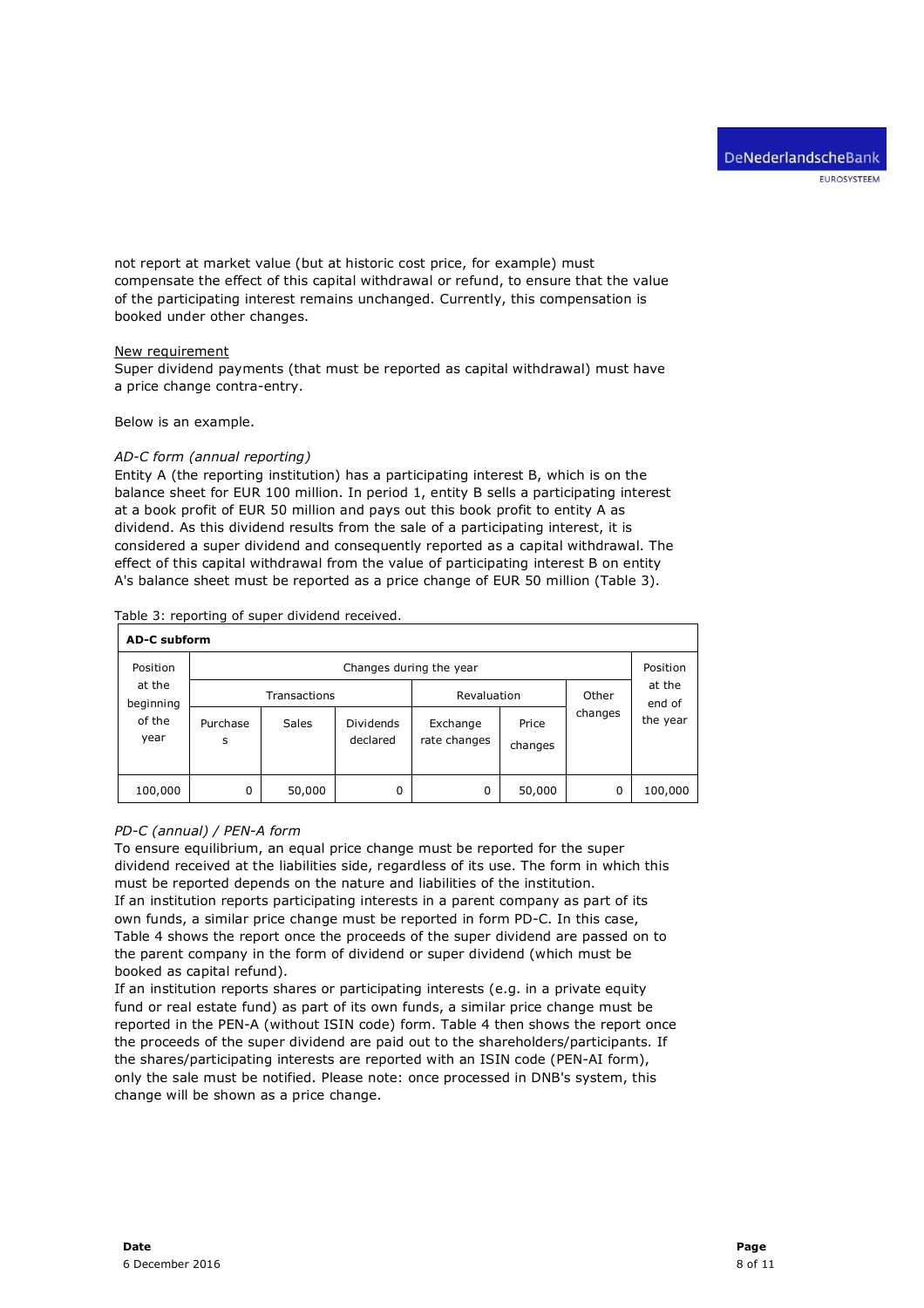not report at market value (but at historic cost price, for example) must compensate the effect of this capital withdrawal or refund, to ensure that the value of the participating interest remains unchanged. Currently, this compensation is booked under other changes.

<u>New requirement</u>
Super dividend payments (that must be reported as capital withdrawal) must have a price change contra-entry.

Below is an example.

*AD-C form (annual reporting)*
Entity A (the reporting institution) has a participating interest B, which is on the balance sheet for EUR 100 million. In period 1, entity B sells a participating interest at a book profit of EUR 50 million and pays out this book profit to entity A as dividend. As this dividend results from the sale of a participating interest, it is considered a super dividend and consequently reported as a capital withdrawal. The effect of this capital withdrawal from the value of participating interest B on entity A's balance sheet must be reported as a price change of EUR 50 million (Table 3).

Table 3: reporting of super dividend received.

| **AD-C subform** | | | | | | | |
|---|---|---|---|---|---|---|---|
| Position at the beginning of the year | Changes during the year | | | | | | Position at the end of the year |
| | Transactions | | | Revaluation | | Other changes | |
| | Purchases | Sales | Dividends declared | Exchange rate changes | Price changes | | |
| 100,000 | 0 | 50,000 | 0 | 0 | 50,000 | 0 | 100,000 |

*PD-C (annual) / PEN-A form*
To ensure equilibrium, an equal price change must be reported for the super dividend received at the liabilities side, regardless of its use. The form in which this must be reported depends on the nature and liabilities of the institution.
If an institution reports participating interests in a parent company as part of its own funds, a similar price change must be reported in form PD-C. In this case, Table 4 shows the report once the proceeds of the super dividend are passed on to the parent company in the form of dividend or super dividend (which must be booked as capital refund).
If an institution reports shares or participating interests (e.g. in a private equity fund or real estate fund) as part of its own funds, a similar price change must be reported in the PEN-A (without ISIN code) form. Table 4 then shows the report once the proceeds of the super dividend are paid out to the shareholders/participants. If the shares/participating interests are reported with an ISIN code (PEN-AI form), only the sale must be notified. Please note: once processed in DNB's system, this change will be shown as a price change.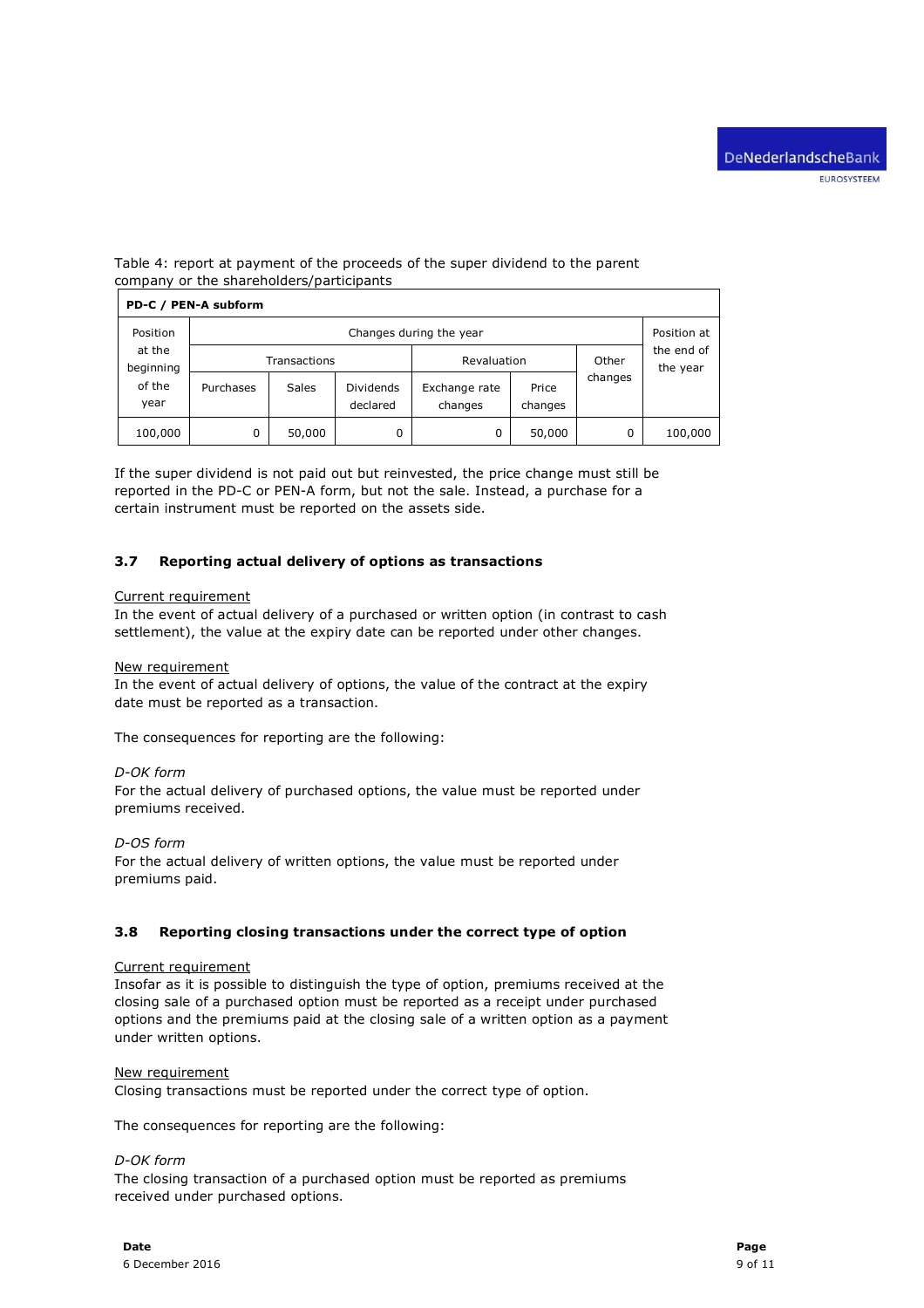Table 4: report at payment of the proceeds of the super dividend to the parent company or the shareholders/participants

| PD-C / PEN-A subform | | | | | | | |
|---|---|---|---|---|---|---|---|
| Position at the beginning of the year | Changes during the year | | | | | | Position at the end of the year |
| | Transactions | | | Revaluation | | Other changes | |
| | Purchases | Sales | Dividends declared | Exchange rate changes | Price changes | | |
| 100,000 | 0 | 50,000 | 0 | 0 | 50,000 | 0 | 100,000 |

If the super dividend is not paid out but reinvested, the price change must still be reported in the PD-C or PEN-A form, but not the sale. Instead, a purchase for a certain instrument must be reported on the assets side.

### 3.7 Reporting actual delivery of options as transactions

Current requirement

In the event of actual delivery of a purchased or written option (in contrast to cash settlement), the value at the expiry date can be reported under other changes.

New requirement

In the event of actual delivery of options, the value of the contract at the expiry date must be reported as a transaction.

The consequences for reporting are the following:

*D-OK form*

For the actual delivery of purchased options, the value must be reported under premiums received.

*D-OS form*

For the actual delivery of written options, the value must be reported under premiums paid.

### 3.8 Reporting closing transactions under the correct type of option

Current requirement

Insofar as it is possible to distinguish the type of option, premiums received at the closing sale of a purchased option must be reported as a receipt under purchased options and the premiums paid at the closing sale of a written option as a payment under written options.

New requirement

Closing transactions must be reported under the correct type of option.

The consequences for reporting are the following:

*D-OK form*

The closing transaction of a purchased option must be reported as premiums received under purchased options.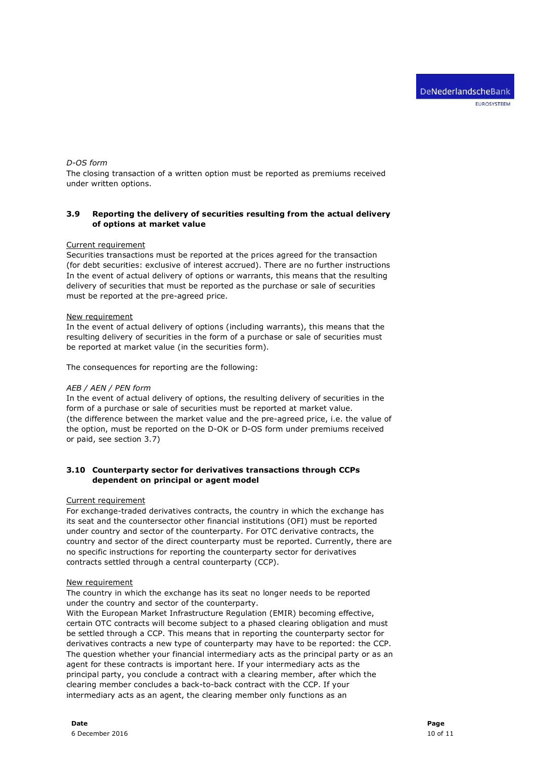*D-OS form*

The closing transaction of a written option must be reported as premiums received under written options.

### 3.9 Reporting the delivery of securities resulting from the actual delivery of options at market value

Current requirement

Securities transactions must be reported at the prices agreed for the transaction (for debt securities: exclusive of interest accrued). There are no further instructions In the event of actual delivery of options or warrants, this means that the resulting delivery of securities that must be reported as the purchase or sale of securities must be reported at the pre-agreed price.

New requirement

In the event of actual delivery of options (including warrants), this means that the resulting delivery of securities in the form of a purchase or sale of securities must be reported at market value (in the securities form).

The consequences for reporting are the following:

*AEB / AEN / PEN form*

In the event of actual delivery of options, the resulting delivery of securities in the form of a purchase or sale of securities must be reported at market value. (the difference between the market value and the pre-agreed price, i.e. the value of the option, must be reported on the D-OK or D-OS form under premiums received or paid, see section 3.7)

### 3.10 Counterparty sector for derivatives transactions through CCPs dependent on principal or agent model

Current requirement

For exchange-traded derivatives contracts, the country in which the exchange has its seat and the countersector other financial institutions (OFI) must be reported under country and sector of the counterparty. For OTC derivative contracts, the country and sector of the direct counterparty must be reported. Currently, there are no specific instructions for reporting the counterparty sector for derivatives contracts settled through a central counterparty (CCP).

New requirement

The country in which the exchange has its seat no longer needs to be reported under the country and sector of the counterparty.
With the European Market Infrastructure Regulation (EMIR) becoming effective, certain OTC contracts will become subject to a phased clearing obligation and must be settled through a CCP. This means that in reporting the counterparty sector for derivatives contracts a new type of counterparty may have to be reported: the CCP. The question whether your financial intermediary acts as the principal party or as an agent for these contracts is important here. If your intermediary acts as the principal party, you conclude a contract with a clearing member, after which the clearing member concludes a back-to-back contract with the CCP. If your intermediary acts as an agent, the clearing member only functions as an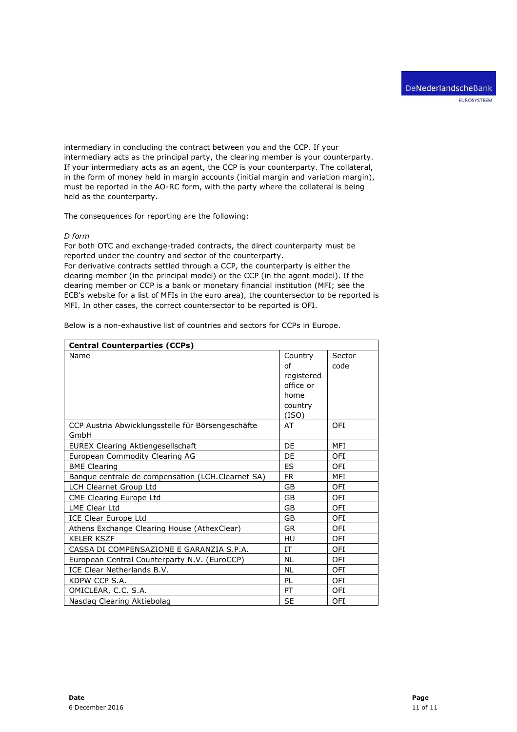intermediary in concluding the contract between you and the CCP. If your intermediary acts as the principal party, the clearing member is your counterparty. If your intermediary acts as an agent, the CCP is your counterparty. The collateral, in the form of money held in margin accounts (initial margin and variation margin), must be reported in the AO-RC form, with the party where the collateral is being held as the counterparty.

The consequences for reporting are the following:

*D form*
For both OTC and exchange-traded contracts, the direct counterparty must be reported under the country and sector of the counterparty.
For derivative contracts settled through a CCP, the counterparty is either the clearing member (in the principal model) or the CCP (in the agent model). If the clearing member or CCP is a bank or monetary financial institution (MFI; see the ECB's website for a list of MFIs in the euro area), the countersector to be reported is MFI. In other cases, the correct countersector to be reported is OFI.

Below is a non-exhaustive list of countries and sectors for CCPs in Europe.

| **Central Counterparties (CCPs)** | | |
|---|---|---|
| Name | Country of registered office or home country (ISO) | Sector code |
| CCP Austria Abwicklungsstelle für Börsengeschäfte GmbH | AT | OFI |
| EUREX Clearing Aktiengesellschaft | DE | MFI |
| European Commodity Clearing AG | DE | OFI |
| BME Clearing | ES | OFI |
| Banque centrale de compensation (LCH.Clearnet SA) | FR | MFI |
| LCH Clearnet Group Ltd | GB | OFI |
| CME Clearing Europe Ltd | GB | OFI |
| LME Clear Ltd | GB | OFI |
| ICE Clear Europe Ltd | GB | OFI |
| Athens Exchange Clearing House (AthexClear) | GR | OFI |
| KELER KSZF | HU | OFI |
| CASSA DI COMPENSAZIONE E GARANZIA S.P.A. | IT | OFI |
| European Central Counterparty N.V. (EuroCCP) | NL | OFI |
| ICE Clear Netherlands B.V. | NL | OFI |
| KDPW CCP S.A. | PL | OFI |
| OMICLEAR, C.C. S.A. | PT | OFI |
| Nasdaq Clearing Aktiebolag | SE | OFI |